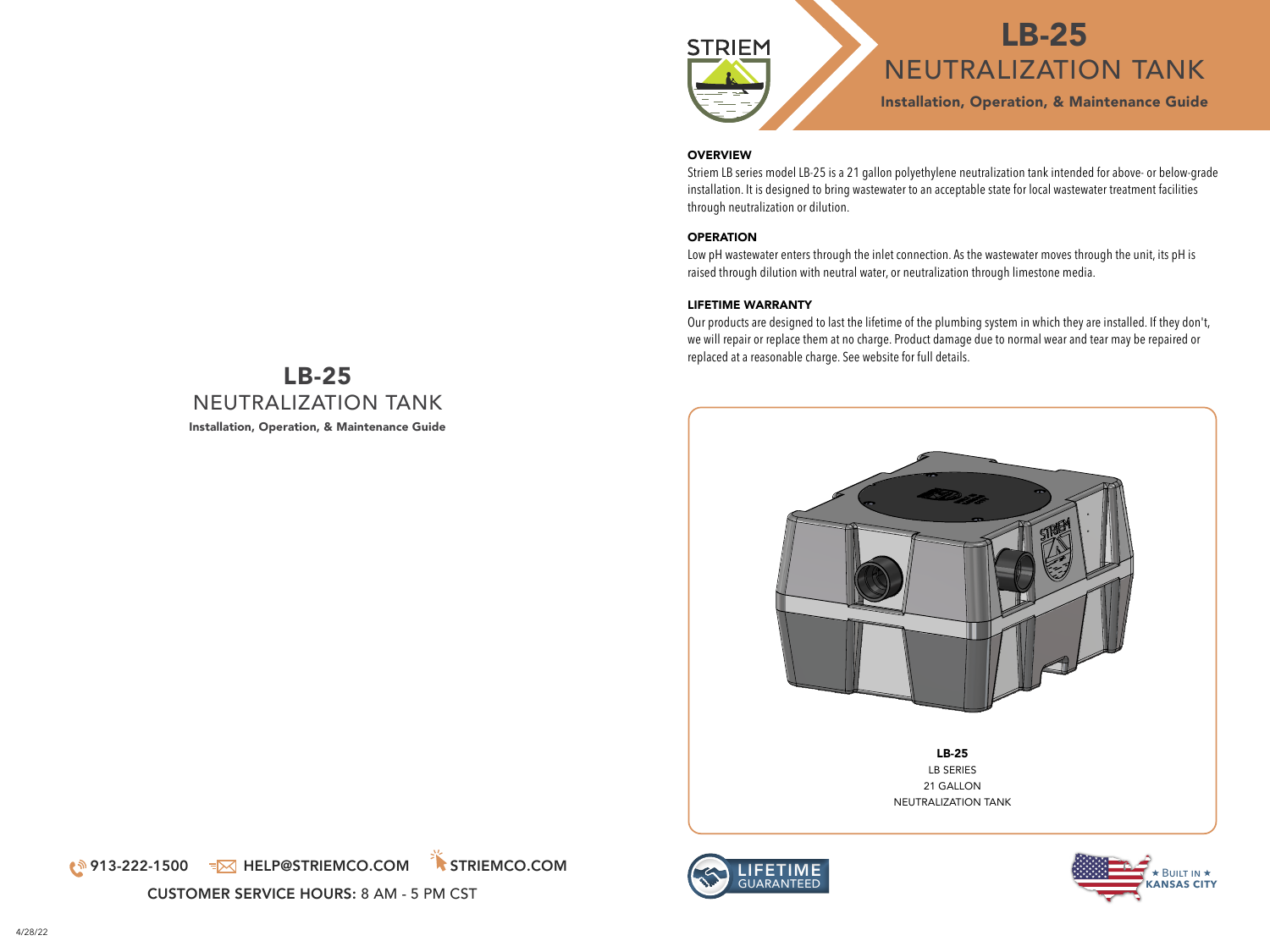# LB-25
## NEUTRALIZATION TANK
**Installation, Operation, & Maintenance Guide**

913-222-1500 HELP@STRIEMCO.COM STRIEMCO.COM

**CUSTOMER SERVICE HOURS:** 8 AM - 5 PM CST

4/28/22

# LB-25
## NEUTRALIZATION TANK
**Installation, Operation, & Maintenance Guide**

### OVERVIEW

Striem LB series model LB-25 is a 21 gallon polyethylene neutralization tank intended for above- or below-grade installation. It is designed to bring wastewater to an acceptable state for local wastewater treatment facilities through neutralization or dilution.

### OPERATION

Low pH wastewater enters through the inlet connection. As the wastewater moves through the unit, its pH is raised through dilution with neutral water, or neutralization through limestone media.

### LIFETIME WARRANTY

Our products are designed to last the lifetime of the plumbing system in which they are installed. If they don't, we will repair or replace them at no charge. Product damage due to normal wear and tear may be repaired or replaced at a reasonable charge. See website for full details.

**LB-25**
LB SERIES
21 GALLON
NEUTRALIZATION TANK

LIFETIME GUARANTEED

★ BUILT IN ★ KANSAS CITY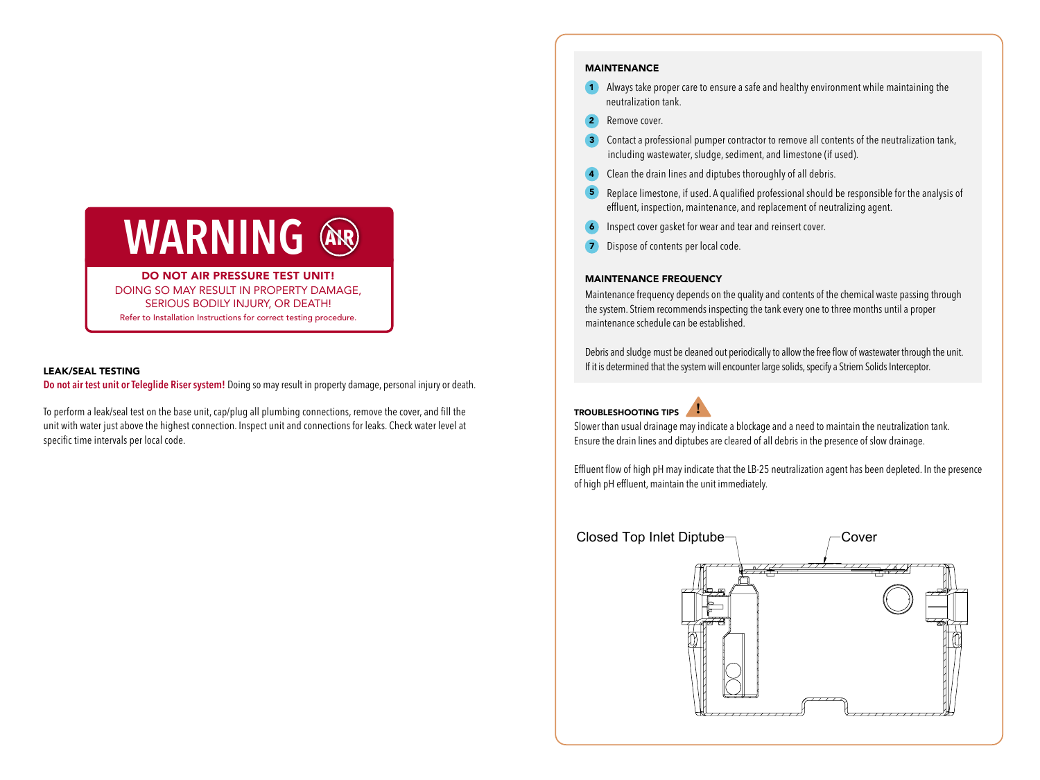**WARNING**

**DO NOT AIR PRESSURE TEST UNIT!**
DOING SO MAY RESULT IN PROPERTY DAMAGE, SERIOUS BODILY INJURY, OR DEATH!
Refer to Installation Instructions for correct testing procedure.

### LEAK/SEAL TESTING

**Do not air test unit or Teleglide Riser system!** Doing so may result in property damage, personal injury or death.

To perform a leak/seal test on the base unit, cap/plug all plumbing connections, remove the cover, and fill the unit with water just above the highest connection. Inspect unit and connections for leaks. Check water level at specific time intervals per local code.

### MAINTENANCE

1. Always take proper care to ensure a safe and healthy environment while maintaining the neutralization tank.
2. Remove cover.
3. Contact a professional pumper contractor to remove all contents of the neutralization tank, including wastewater, sludge, sediment, and limestone (if used).
4. Clean the drain lines and diptubes thoroughly of all debris.
5. Replace limestone, if used. A qualified professional should be responsible for the analysis of effluent, inspection, maintenance, and replacement of neutralizing agent.
6. Inspect cover gasket for wear and tear and reinsert cover.
7. Dispose of contents per local code.

### MAINTENANCE FREQUENCY

Maintenance frequency depends on the quality and contents of the chemical waste passing through the system. Striem recommends inspecting the tank every one to three months until a proper maintenance schedule can be established.

Debris and sludge must be cleaned out periodically to allow the free flow of wastewater through the unit. If it is determined that the system will encounter large solids, specify a Striem Solids Interceptor.

### TROUBLESHOOTING TIPS

Slower than usual drainage may indicate a blockage and a need to maintain the neutralization tank. Ensure the drain lines and diptubes are cleared of all debris in the presence of slow drainage.

Effluent flow of high pH may indicate that the LB-25 neutralization agent has been depleted. In the presence of high pH effluent, maintain the unit immediately.

Closed Top Inlet Diptube

Cover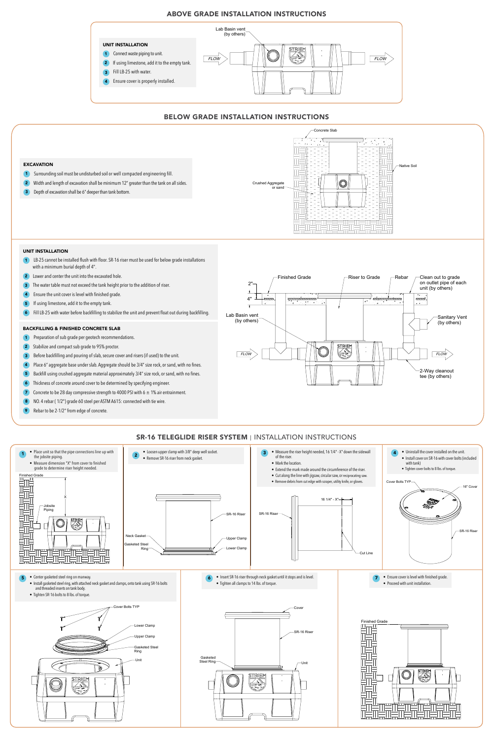## ABOVE GRADE INSTALLATION INSTRUCTIONS

### UNIT INSTALLATION

1. Connect waste piping to unit.
2. If using limestone, add it to the empty tank.
3. Fill LB-25 with water.
4. Ensure cover is properly installed.

Lab Basin vent (by others)

FLOW

FLOW

## BELOW GRADE INSTALLATION INSTRUCTIONS

### EXCAVATION

1. Surrounding soil must be undisturbed soil or well compacted engineering fill.
2. Width and length of excavation shall be minimum 12" greater than the tank on all sides.
3. Depth of excavation shall be 6" deeper than tank bottom.

Concrete Slab

Native Soil

Crushed Aggregate or sand

### UNIT INSTALLATION

1. LB-25 cannot be installed flush with floor. SR-16 riser must be used for below grade installations with a minimum burial depth of 4".
2. Lower and center the unit into the excavated hole.
3. The water table must not exceed the tank height prior to the addition of riser.
4. Ensure the unit cover is level with finished grade.
5. If using limestone, add it to the empty tank.
6. Fill LB-25 with water before backfilling to stabilize the unit and prevent float out during backfilling.

### BACKFILLING & FINISHED CONCRETE SLAB

1. Preparation of sub grade per geotech recommendations.
2. Stabilize and compact sub grade to 95% proctor.
3. Before backfilling and pouring of slab, secure cover and risers (if used) to the unit.
4. Place 6" aggregate base under slab. Aggregate should be 3/4" size rock, or sand, with no fines.
5. Backfill using crushed aggregate material approximately 3/4" size rock, or sand, with no fines.
6. Thickness of concrete around cover to be determined by specifying engineer.
7. Concrete to be 28 day compressive strength to 4000 PSI with 6 ± 1% air entrainment.
8. NO. 4 rebar ( 1/2") grade 60 steel per ASTM A615: connected with tie wire.
9. Rebar to be 2-1/2" from edge of concrete.

2"

4"

Finished Grade

Riser to Grade

Rebar

Clean out to grade on outlet pipe of each unit (by others)

Lab Basin vent (by others)

Sanitary Vent (by others)

FLOW

FLOW

2-Way cleanout tee (by others)

## SR-16 TELEGLIDE RISER SYSTEM | INSTALLATION INSTRUCTIONS

**1**

- Place unit so that the pipe connections line up with the jobsite piping.
- Measure dimension "X" from cover to finished grade to determine riser height needed.

Finished Grade

X

Jobsite Piping

**2**

- Loosen upper clamp with 3/8" deep well socket.
- Remove SR-16 riser from neck gasket.

SR-16 Riser

Neck Gasket

Upper Clamp

Gasketed Steel Ring

Lower Clamp

**3**

- Measure the riser height needed, 16 1/4" -X" down the sidewall of the riser.
- Mark the location.
- Extend the mark made around the circumference of the riser.
- Cut along the line with jigsaw, circular saw, or reciprocating saw.
- Remove debris from cut edge with scraper, utility knife, or gloves.

16 1/4" - X"

SR-16 Riser

Cut Line

**4**

- Uninstall the cover installed on the unit.
- Install cover on SR-16 with cover bolts (included with tank)
- Tighten cover bolts to 8 lbs. of torque.

Cover Bolts TYP

16" Cover

SR-16 Riser

**5**

- Center gasketed steel ring on manway.
- Install gasketed steel ring, with attached neck gasket and clamps, onto tank using SR-16 bolts and threaded inserts on tank body.
- Tighten SR-16 bolts to 8 lbs. of torque.

Cover Bolts TYP

Lower Clamp

Upper Clamp

Gasketed Steel Ring

Unit

**6**

- Insert SR-16 riser through neck gasket until it stops and is level.
- Tighten all clamps to 14 lbs. of torque.

Cover

SR-16 Riser

Gasketed Steel Ring

Unit

**7**

- Ensure cover is level with finished grade.
- Proceed with unit installation.

Finished Grade